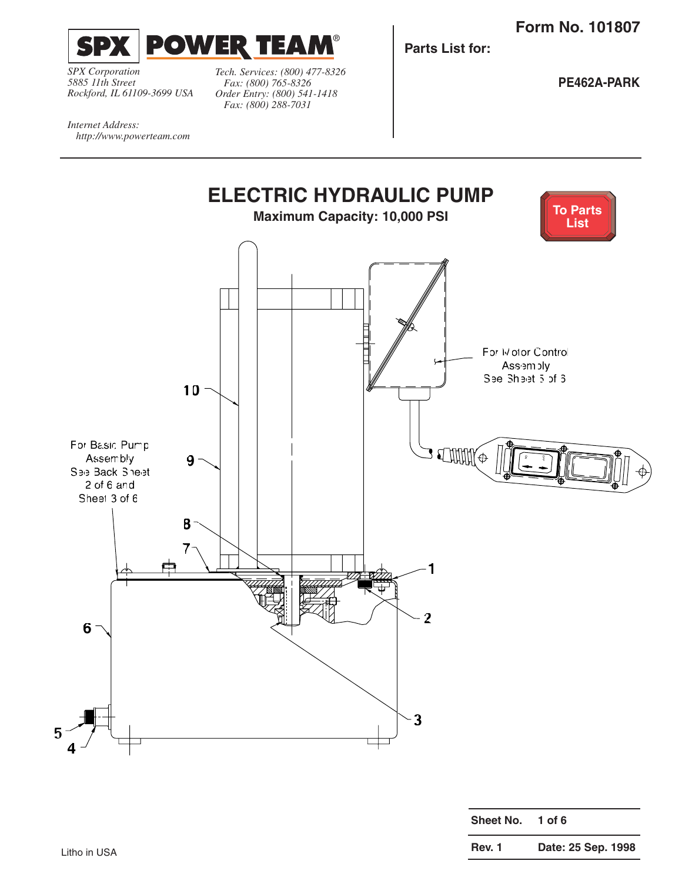**SPX POWER TEAM®**

*SPX Corporation*
*5885 11th Street*
*Rockford, IL 61109-3699 USA*

*Tech. Services: (800) 477-8326*
*Fax: (800) 765-8326*
*Order Entry: (800) 541-1418*
*Fax: (800) 288-7031*

*Internet Address:*
*http://www.powerteam.com*

**Form No. 101807**

**Parts List for:**

**PE462A-PARK**

# ELECTRIC HYDRAULIC PUMP

**Maximum Capacity: 10,000 PSI**

To Parts List

For Motor Control Assembly
See Sheet 5 of 6

For Basic Pump Assembly
See Back Sheet 2 of 6 and Sheet 3 of 6

1, 2, 3, 4, 5, 6, 7, 8, 9, 10

Litho in USA

| Sheet No. | 1 of 6 |
|---|---|
| Rev. 1 | Date: 25 Sep. 1998 |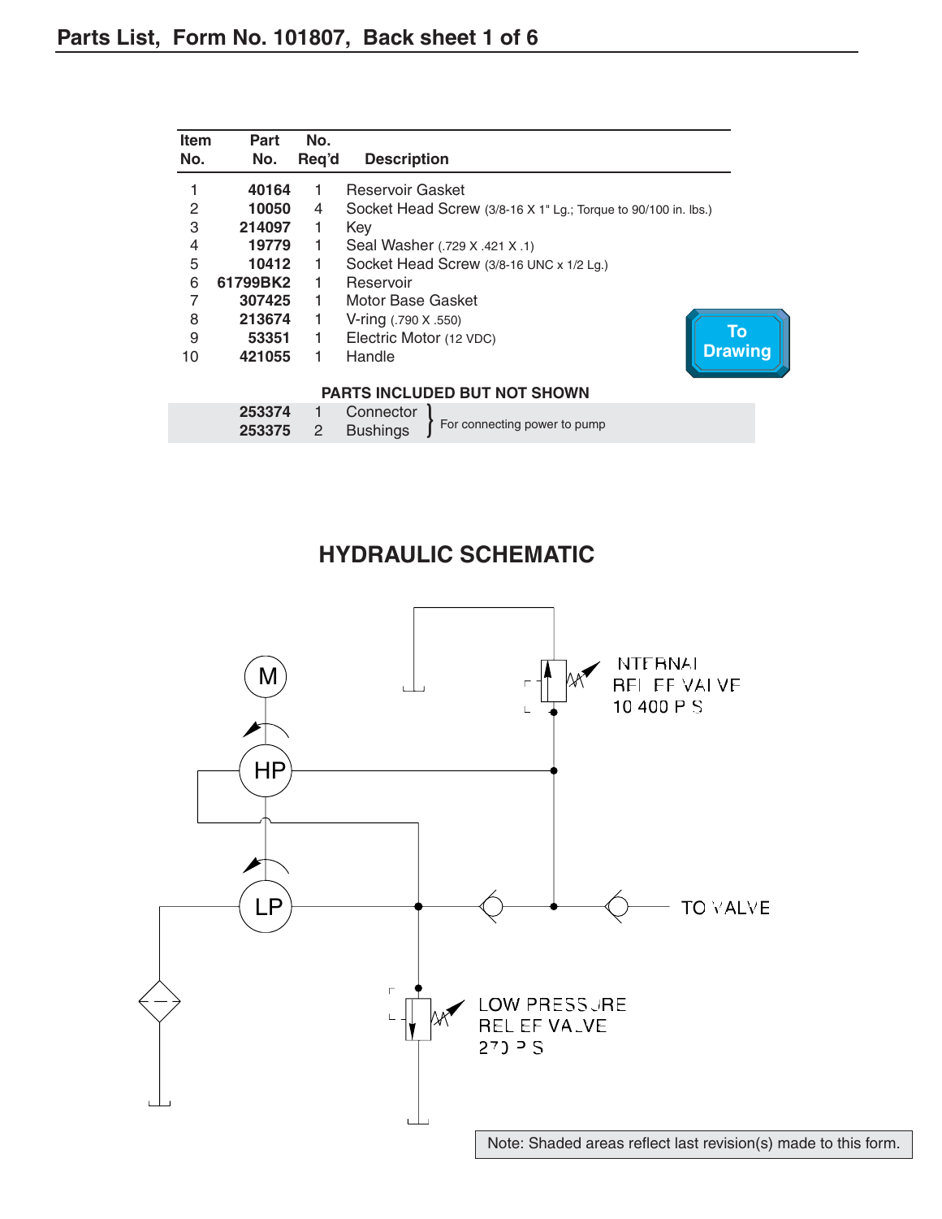# Parts List, Form No. 101807, Back sheet 1 of 6

| Item No. | Part No. | No. Req'd | Description |
|---|---|---|---|
| 1 | **40164** | 1 | Reservoir Gasket |
| 2 | **10050** | 4 | Socket Head Screw (3/8-16 X 1" Lg.; Torque to 90/100 in. lbs.) |
| 3 | **214097** | 1 | Key |
| 4 | **19779** | 1 | Seal Washer (.729 X .421 X .1) |
| 5 | **10412** | 1 | Socket Head Screw (3/8-16 UNC x 1/2 Lg.) |
| 6 | **61799BK2** | 1 | Reservoir |
| 7 | **307425** | 1 | Motor Base Gasket |
| 8 | **213674** | 1 | V-ring (.790 X .550) |
| 9 | **53351** | 1 | Electric Motor (12 VDC) |
| 10 | **421055** | 1 | Handle |
| | | | **PARTS INCLUDED BUT NOT SHOWN** |
| | **253374** | 1 | Connector } For connecting power to pump |
| | **253375** | 2 | Bushings } For connecting power to pump |

To Drawing

## HYDRAULIC SCHEMATIC

M

HP

LP

INTERNAL RELIEF VALVE 10,400 P.S.I.

TO VALVE

LOW PRESSURE RELIEF VALVE 270 P.S.I.

Note: Shaded areas reflect last revision(s) made to this form.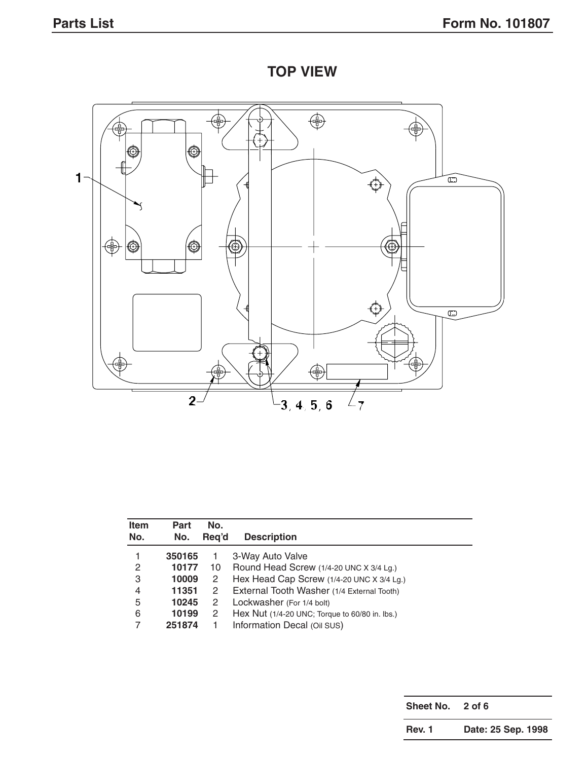## TOP VIEW

| Item No. | Part No. | No. Req'd | Description |
|---|---|---|---|
| 1 | **350165** | 1 | 3-Way Auto Valve |
| 2 | **10177** | 10 | Round Head Screw (1/4-20 UNC X 3/4 Lg.) |
| 3 | **10009** | 2 | Hex Head Cap Screw (1/4-20 UNC X 3/4 Lg.) |
| 4 | **11351** | 2 | External Tooth Washer (1/4 External Tooth) |
| 5 | **10245** | 2 | Lockwasher (For 1/4 bolt) |
| 6 | **10199** | 2 | Hex Nut (1/4-20 UNC; Torque to 60/80 in. lbs.) |
| 7 | **251874** | 1 | Information Decal (Oil SUS) |

| Sheet No. | 2 of 6 |
|---|---|
| Rev. 1 | Date: 25 Sep. 1998 |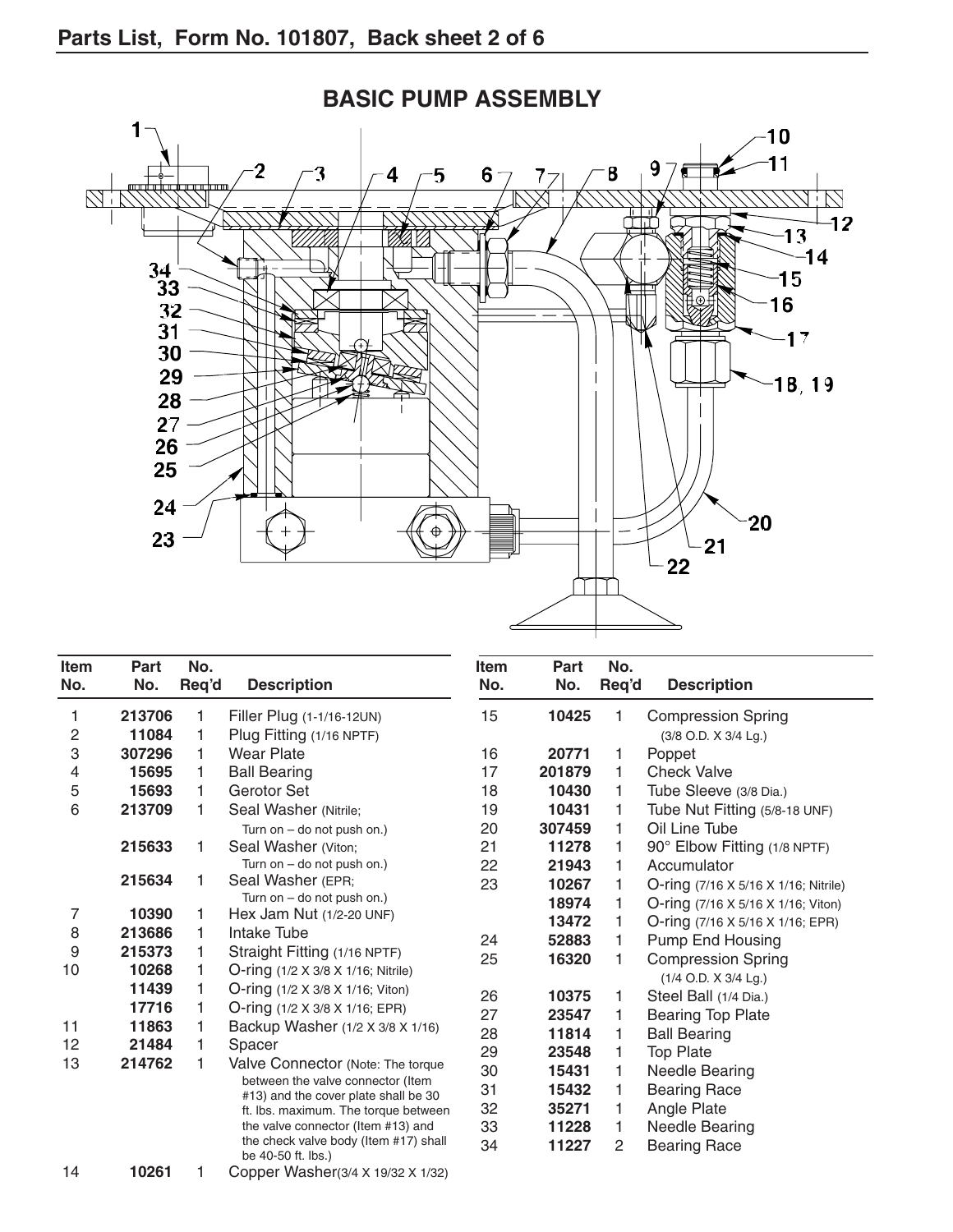## Parts List, Form No. 101807, Back sheet 2 of 6

# BASIC PUMP ASSEMBLY

| Item No. | Part No. | No. Req'd | Description |
|---|---|---|---|
| 1 | **213706** | 1 | Filler Plug (1-1/16-12UN) |
| 2 | **11084** | 1 | Plug Fitting (1/16 NPTF) |
| 3 | **307296** | 1 | Wear Plate |
| 4 | **15695** | 1 | Ball Bearing |
| 5 | **15693** | 1 | Gerotor Set |
| 6 | **213709** | 1 | Seal Washer (Nitrile; Turn on – do not push on.) |
| | **215633** | 1 | Seal Washer (Viton; Turn on – do not push on.) |
| | **215634** | 1 | Seal Washer (EPR; Turn on – do not push on.) |
| 7 | **10390** | 1 | Hex Jam Nut (1/2-20 UNF) |
| 8 | **213686** | 1 | Intake Tube |
| 9 | **215373** | 1 | Straight Fitting (1/16 NPTF) |
| 10 | **10268** | 1 | O-ring (1/2 X 3/8 X 1/16; Nitrile) |
| | **11439** | 1 | O-ring (1/2 X 3/8 X 1/16; Viton) |
| | **17716** | 1 | O-ring (1/2 X 3/8 X 1/16; EPR) |
| 11 | **11863** | 1 | Backup Washer (1/2 X 3/8 X 1/16) |
| 12 | **21484** | 1 | Spacer |
| 13 | **214762** | 1 | Valve Connector (Note: The torque between the valve connector (Item #13) and the cover plate shall be 30 ft. lbs. maximum. The torque between the valve connector (Item #13) and the check valve body (Item #17) shall be 40-50 ft. lbs.) |
| 14 | **10261** | 1 | Copper Washer(3/4 X 19/32 X 1/32) |
| 15 | **10425** | 1 | Compression Spring (3/8 O.D. X 3/4 Lg.) |
| 16 | **20771** | 1 | Poppet |
| 17 | **201879** | 1 | Check Valve |
| 18 | **10430** | 1 | Tube Sleeve (3/8 Dia.) |
| 19 | **10431** | 1 | Tube Nut Fitting (5/8-18 UNF) |
| 20 | **307459** | 1 | Oil Line Tube |
| 21 | **11278** | 1 | 90° Elbow Fitting (1/8 NPTF) |
| 22 | **21943** | 1 | Accumulator |
| 23 | **10267** | 1 | O-ring (7/16 X 5/16 X 1/16; Nitrile) |
| | **18974** | 1 | O-ring (7/16 X 5/16 X 1/16; Viton) |
| | **13472** | 1 | O-ring (7/16 X 5/16 X 1/16; EPR) |
| 24 | **52883** | 1 | Pump End Housing |
| 25 | **16320** | 1 | Compression Spring (1/4 O.D. X 3/4 Lg.) |
| 26 | **10375** | 1 | Steel Ball (1/4 Dia.) |
| 27 | **23547** | 1 | Bearing Top Plate |
| 28 | **11814** | 1 | Ball Bearing |
| 29 | **23548** | 1 | Top Plate |
| 30 | **15431** | 1 | Needle Bearing |
| 31 | **15432** | 1 | Bearing Race |
| 32 | **35271** | 1 | Angle Plate |
| 33 | **11228** | 1 | Needle Bearing |
| 34 | **11227** | 2 | Bearing Race |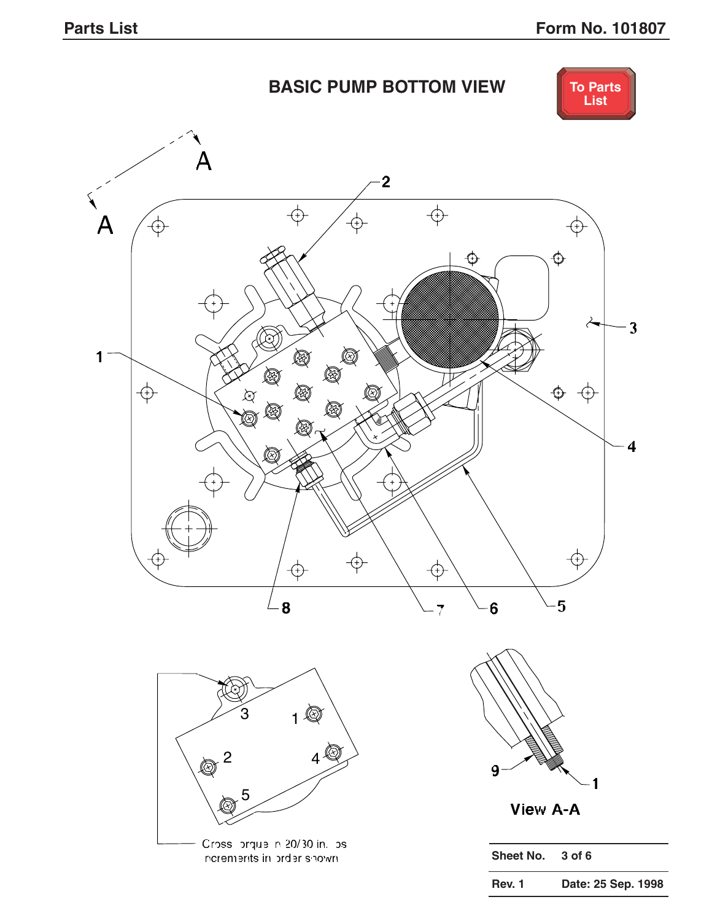# BASIC PUMP BOTTOM VIEW

To Parts List

A

A

2

1

3

4

8

7

6

5

3

1

2

4

5

Cross torque in 20/30 in. lbs increments in order shown

9

1

View A-A

| Sheet No. | 3 of 6 |
| --- | --- |
| Rev. 1 | Date: 25 Sep. 1998 |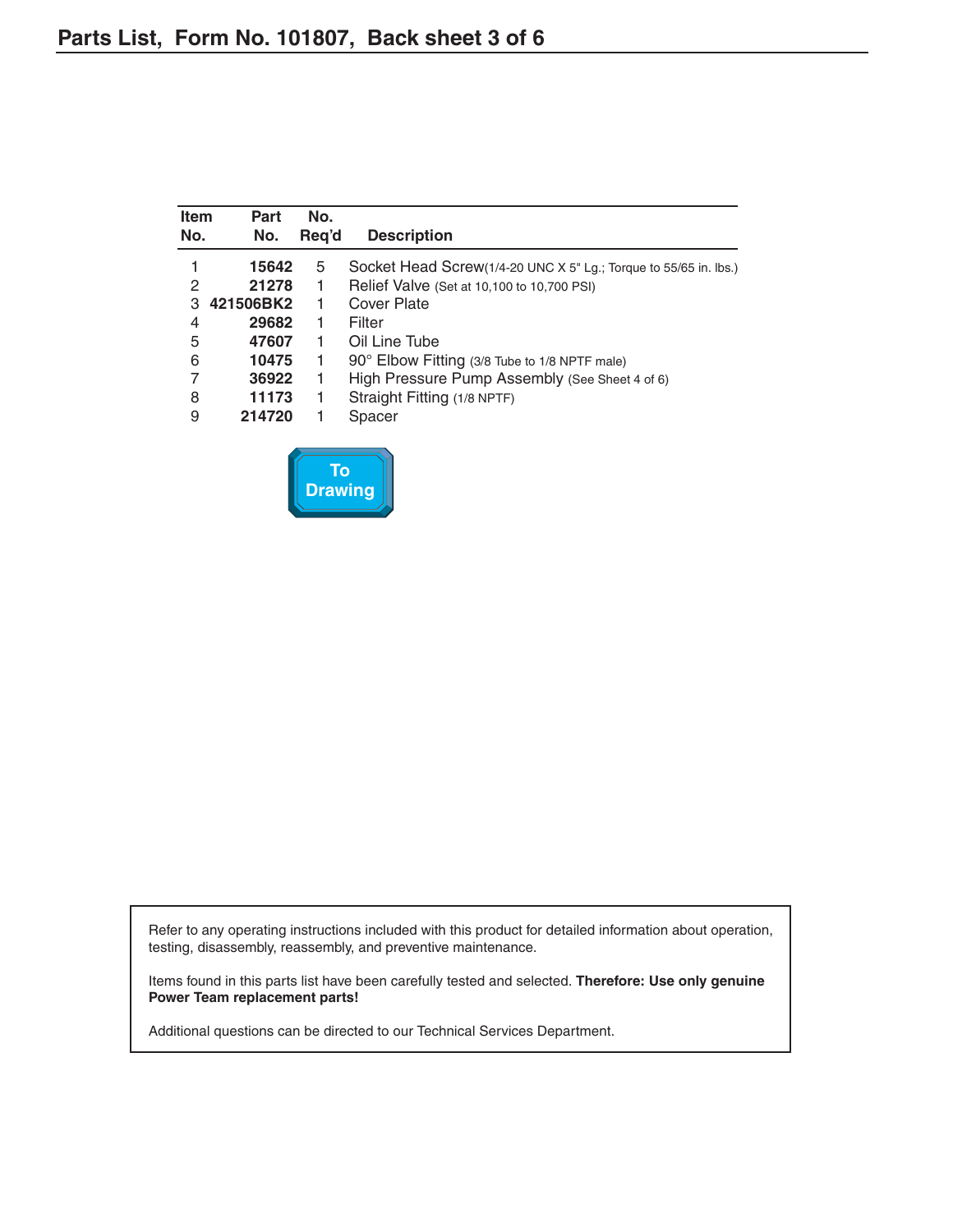## Parts List, Form No. 101807, Back sheet 3 of 6

| Item No. | Part No. | No. Req'd | Description |
|---|---|---|---|
| 1 | **15642** | 5 | Socket Head Screw(1/4-20 UNC X 5" Lg.; Torque to 55/65 in. lbs.) |
| 2 | **21278** | 1 | Relief Valve (Set at 10,100 to 10,700 PSI) |
| 3 | **421506BK2** | 1 | Cover Plate |
| 4 | **29682** | 1 | Filter |
| 5 | **47607** | 1 | Oil Line Tube |
| 6 | **10475** | 1 | 90° Elbow Fitting (3/8 Tube to 1/8 NPTF male) |
| 7 | **36922** | 1 | High Pressure Pump Assembly (See Sheet 4 of 6) |
| 8 | **11173** | 1 | Straight Fitting (1/8 NPTF) |
| 9 | **214720** | 1 | Spacer |

To Drawing

Refer to any operating instructions included with this product for detailed information about operation, testing, disassembly, reassembly, and preventive maintenance.

Items found in this parts list have been carefully tested and selected. **Therefore: Use only genuine Power Team replacement parts!**

Additional questions can be directed to our Technical Services Department.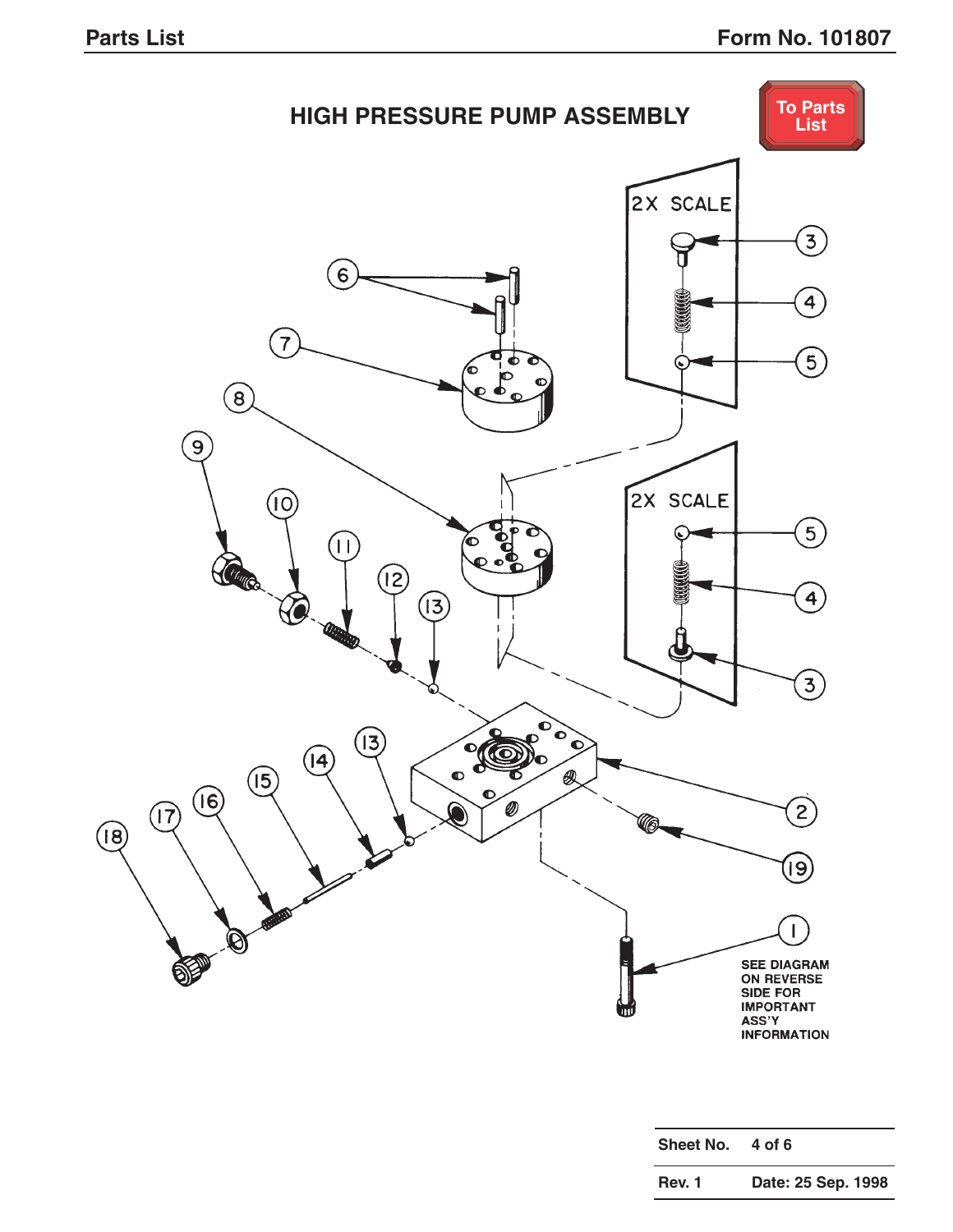# HIGH PRESSURE PUMP ASSEMBLY

To Parts List

2X SCALE

2X SCALE

SEE DIAGRAM ON REVERSE SIDE FOR IMPORTANT ASS'Y INFORMATION

| Sheet No. | 4 of 6 |
|---|---|
| Rev. 1 | Date: 25 Sep. 1998 |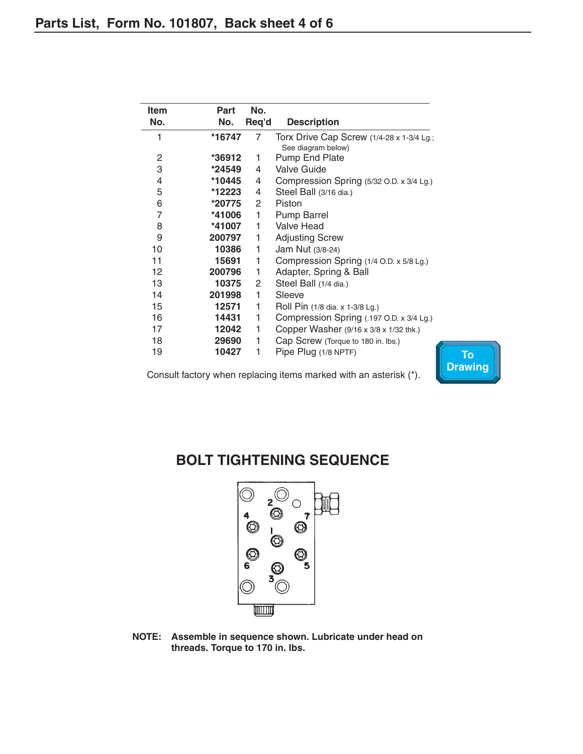# Parts List, Form No. 101807, Back sheet 4 of 6

| Item No. | Part No. | No. Req'd | Description |
|---|---|---|---|
| 1 | *16747 | 7 | Torx Drive Cap Screw (1/4-28 x 1-3/4 Lg.; See diagram below) |
| 2 | *36912 | 1 | Pump End Plate |
| 3 | *24549 | 4 | Valve Guide |
| 4 | *10445 | 4 | Compression Spring (5/32 O.D. x 3/4 Lg.) |
| 5 | *12223 | 4 | Steel Ball (3/16 dia.) |
| 6 | *20775 | 2 | Piston |
| 7 | *41006 | 1 | Pump Barrel |
| 8 | *41007 | 1 | Valve Head |
| 9 | 200797 | 1 | Adjusting Screw |
| 10 | 10386 | 1 | Jam Nut (3/8-24) |
| 11 | 15691 | 1 | Compression Spring (1/4 O.D. x 5/8 Lg.) |
| 12 | 200796 | 1 | Adapter, Spring & Ball |
| 13 | 10375 | 2 | Steel Ball (1/4 dia.) |
| 14 | 201998 | 1 | Sleeve |
| 15 | 12571 | 1 | Roll Pin (1/8 dia. x 1-3/8 Lg.) |
| 16 | 14431 | 1 | Compression Spring (.197 O.D. x 3/4 Lg.) |
| 17 | 12042 | 1 | Copper Washer (9/16 x 3/8 x 1/32 thk.) |
| 18 | 29690 | 1 | Cap Screw (Torque to 180 in. lbs.) |
| 19 | 10427 | 1 | Pipe Plug (1/8 NPTF) |

Consult factory when replacing items marked with an asterisk (*).

To Drawing

## BOLT TIGHTENING SEQUENCE

**NOTE: Assemble in sequence shown. Lubricate under head on threads. Torque to 170 in. lbs.**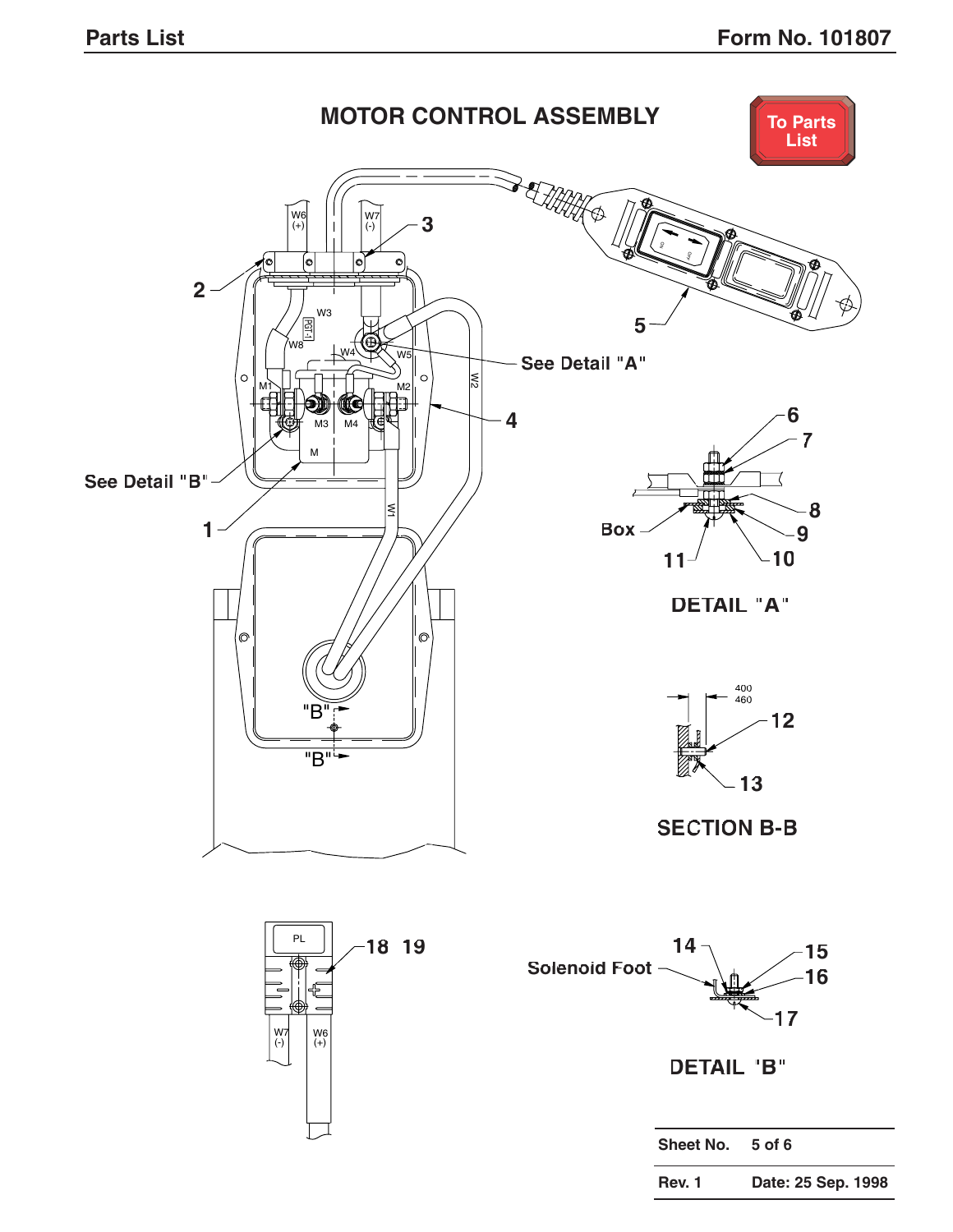# MOTOR CONTROL ASSEMBLY

To Parts List

See Detail "A"

See Detail "B"

W6 (+)

W7 (-)

W1 W2 W3 W4 W5 W8

M1 M2 M3 M4 M

PGT-1

"B"

"B"

Box

## DETAIL "A"

400
460

## SECTION B-B

PL

W7 (-)

W6 (+)

Solenoid Foot

## DETAIL "B"

| Sheet No. | 5 of 6 |
|---|---|
| Rev. 1 | Date: 25 Sep. 1998 |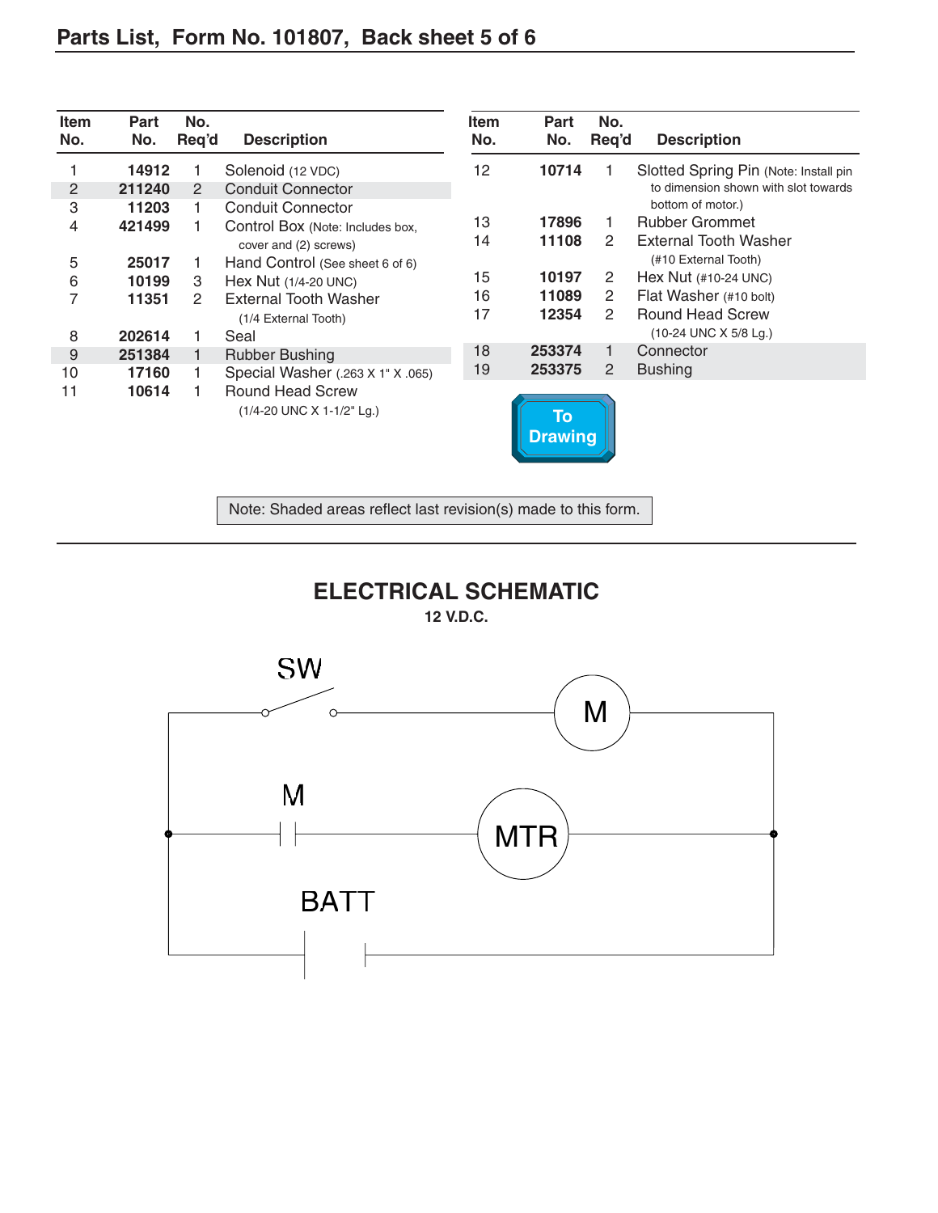## Parts List, Form No. 101807, Back sheet 5 of 6

| Item No. | Part No. | No. Req'd | Description |
|---|---|---|---|
| 1 | **14912** | 1 | Solenoid (12 VDC) |
| 2 | **211240** | 2 | Conduit Connector |
| 3 | **11203** | 1 | Conduit Connector |
| 4 | **421499** | 1 | Control Box (Note: Includes box, cover and (2) screws) |
| 5 | **25017** | 1 | Hand Control (See sheet 6 of 6) |
| 6 | **10199** | 3 | Hex Nut (1/4-20 UNC) |
| 7 | **11351** | 2 | External Tooth Washer (1/4 External Tooth) |
| 8 | **202614** | 1 | Seal |
| 9 | **251384** | 1 | Rubber Bushing |
| 10 | **17160** | 1 | Special Washer (.263 X 1" X .065) |
| 11 | **10614** | 1 | Round Head Screw (1/4-20 UNC X 1-1/2" Lg.) |
| 12 | **10714** | 1 | Slotted Spring Pin (Note: Install pin to dimension shown with slot towards bottom of motor.) |
| 13 | **17896** | 1 | Rubber Grommet |
| 14 | **11108** | 2 | External Tooth Washer (#10 External Tooth) |
| 15 | **10197** | 2 | Hex Nut (#10-24 UNC) |
| 16 | **11089** | 2 | Flat Washer (#10 bolt) |
| 17 | **12354** | 2 | Round Head Screw (10-24 UNC X 5/8 Lg.) |
| 18 | **253374** | 1 | Connector |
| 19 | **253375** | 2 | Bushing |

To Drawing

Note: Shaded areas reflect last revision(s) made to this form.

## ELECTRICAL SCHEMATIC

**12 V.D.C.**

SW

M

M

MTR

BATT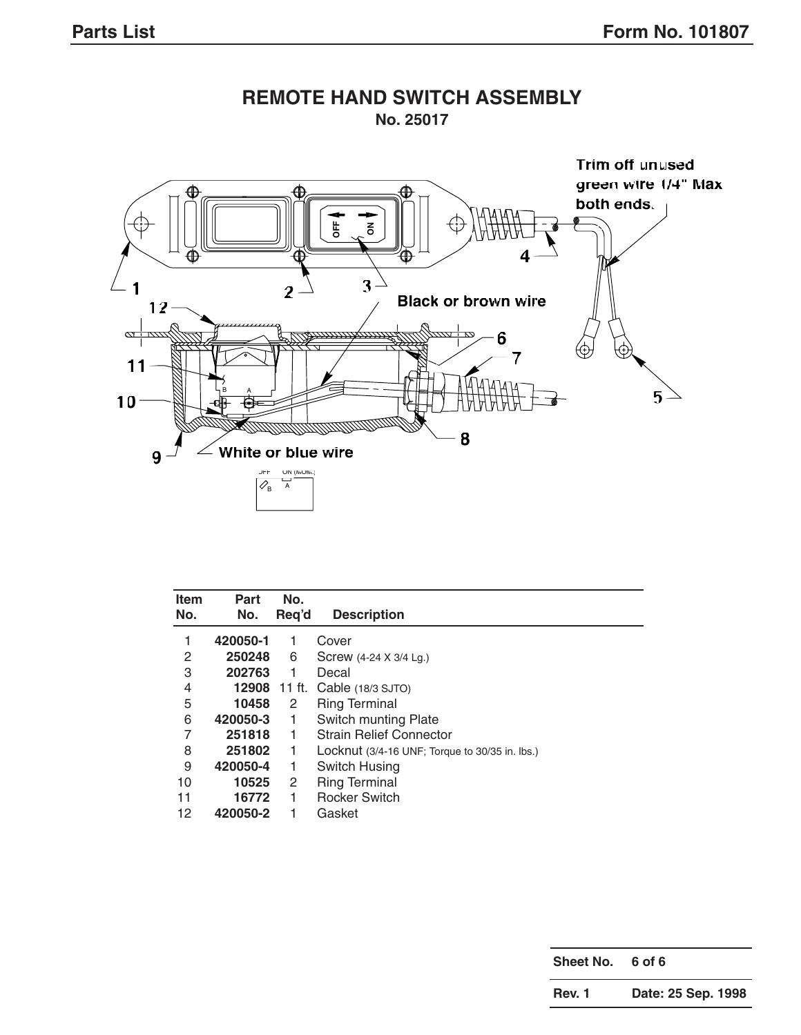# REMOTE HAND SWITCH ASSEMBLY

**No. 25017**

Trim off unused green wire 1/4" Max both ends.

Black or brown wire

White or blue wire

| Item No. | Part No. | No. Req'd | Description |
|---|---|---|---|
| 1 | **420050-1** | 1 | Cover |
| 2 | **250248** | 6 | Screw (4-24 X 3/4 Lg.) |
| 3 | **202763** | 1 | Decal |
| 4 | **12908** | 11 ft. | Cable (18/3 SJTO) |
| 5 | **10458** | 2 | Ring Terminal |
| 6 | **420050-3** | 1 | Switch munting Plate |
| 7 | **251818** | 1 | Strain Relief Connector |
| 8 | **251802** | 1 | Locknut (3/4-16 UNF; Torque to 30/35 in. lbs.) |
| 9 | **420050-4** | 1 | Switch Husing |
| 10 | **10525** | 2 | Ring Terminal |
| 11 | **16772** | 1 | Rocker Switch |
| 12 | **420050-2** | 1 | Gasket |

| | |
|---|---|
| **Sheet No.** | **6 of 6** |
| **Rev. 1** | **Date: 25 Sep. 1998** |